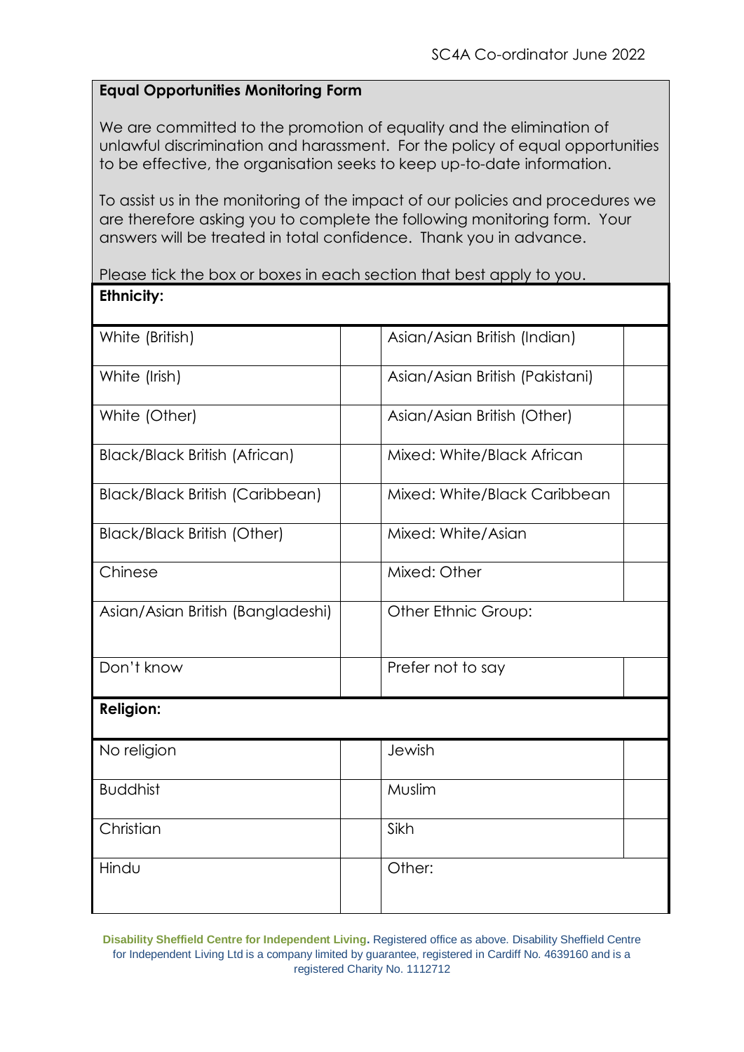SC4A Co-ordinator June 2022

**Equal Opportunities Monitoring Form**

We are committed to the promotion of equality and the elimination of unlawful discrimination and harassment. For the policy of equal opportunities to be effective, the organisation seeks to keep up-to-date information.

To assist us in the monitoring of the impact of our policies and procedures we are therefore asking you to complete the following monitoring form. Your answers will be treated in total confidence. Thank you in advance.

Please tick the box or boxes in each section that best apply to you.

**Ethnicity:**

| | | | |
|---|---|---|---|
| White (British) | | Asian/Asian British (Indian) | |
| White (Irish) | | Asian/Asian British (Pakistani) | |
| White (Other) | | Asian/Asian British (Other) | |
| Black/Black British (African) | | Mixed: White/Black African | |
| Black/Black British (Caribbean) | | Mixed: White/Black Caribbean | |
| Black/Black British (Other) | | Mixed: White/Asian | |
| Chinese | | Mixed: Other | |
| Asian/Asian British (Bangladeshi) | | Other Ethnic Group: | |
| Don't know | | Prefer not to say | |

**Religion:**

| | | | |
|---|---|---|---|
| No religion | | Jewish | |
| Buddhist | | Muslim | |
| Christian | | Sikh | |
| Hindu | | Other: | |

**Disability Sheffield Centre for Independent Living.** Registered office as above. Disability Sheffield Centre for Independent Living Ltd is a company limited by guarantee, registered in Cardiff No. 4639160 and is a registered Charity No. 1112712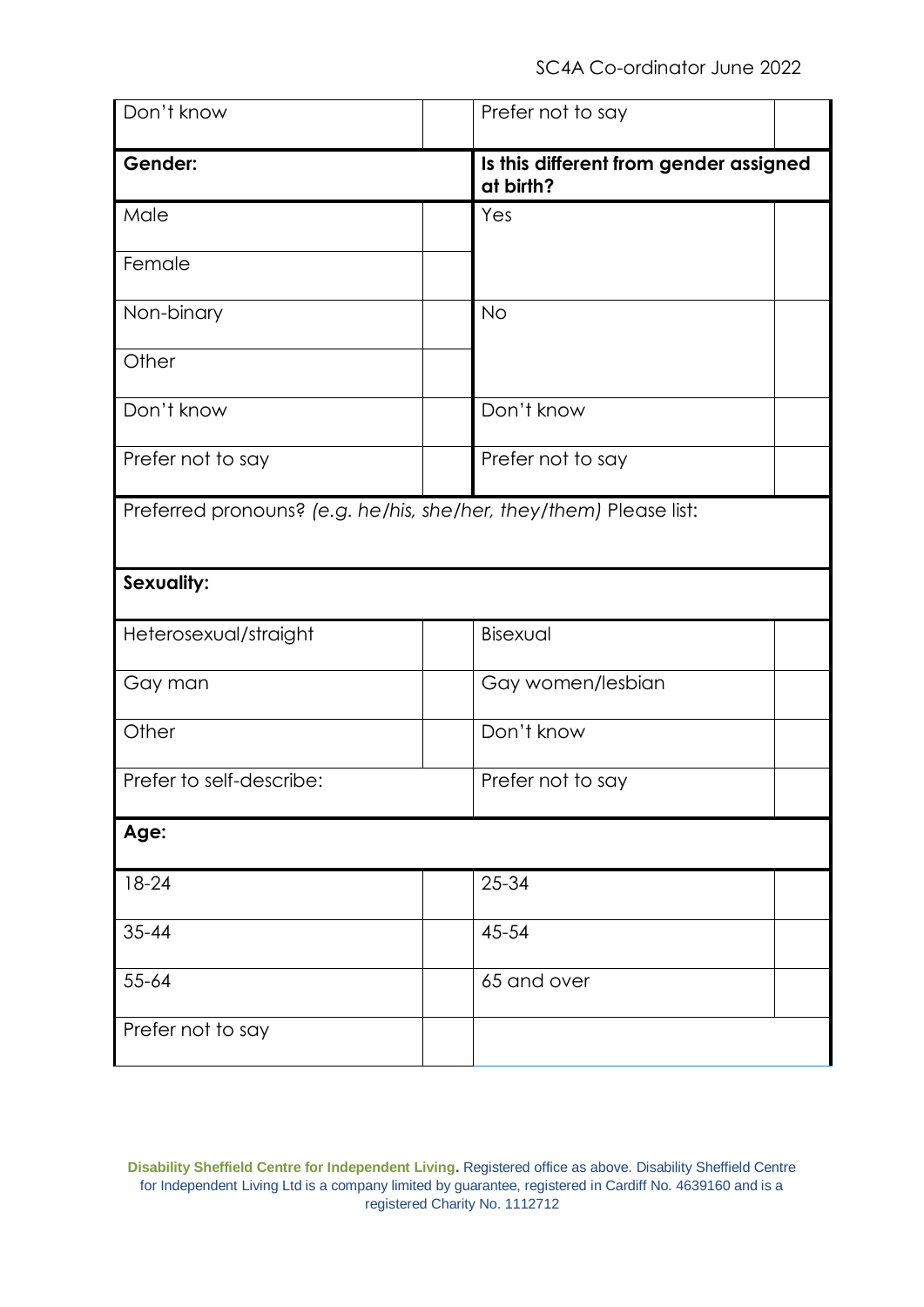| Don't know | | Prefer not to say | |
|---|---|---|---|
| **Gender:** | | **Is this different from gender assigned at birth?** | |
| Male | | Yes | |
| Female | | | |
| Non-binary | | No | |
| Other | | | |
| Don't know | | Don't know | |
| Prefer not to say | | Prefer not to say | |
| Preferred pronouns? *(e.g. he/his, she/her, they/them)* Please list: | | | |
| **Sexuality:** | | | |
| Heterosexual/straight | | Bisexual | |
| Gay man | | Gay women/lesbian | |
| Other | | Don't know | |
| Prefer to self-describe: | | Prefer not to say | |
| **Age:** | | | |
| 18-24 | | 25-34 | |
| 35-44 | | 45-54 | |
| 55-64 | | 65 and over | |
| Prefer not to say | | | |

**Disability Sheffield Centre for Independent Living.** Registered office as above. Disability Sheffield Centre for Independent Living Ltd is a company limited by guarantee, registered in Cardiff No. 4639160 and is a registered Charity No. 1112712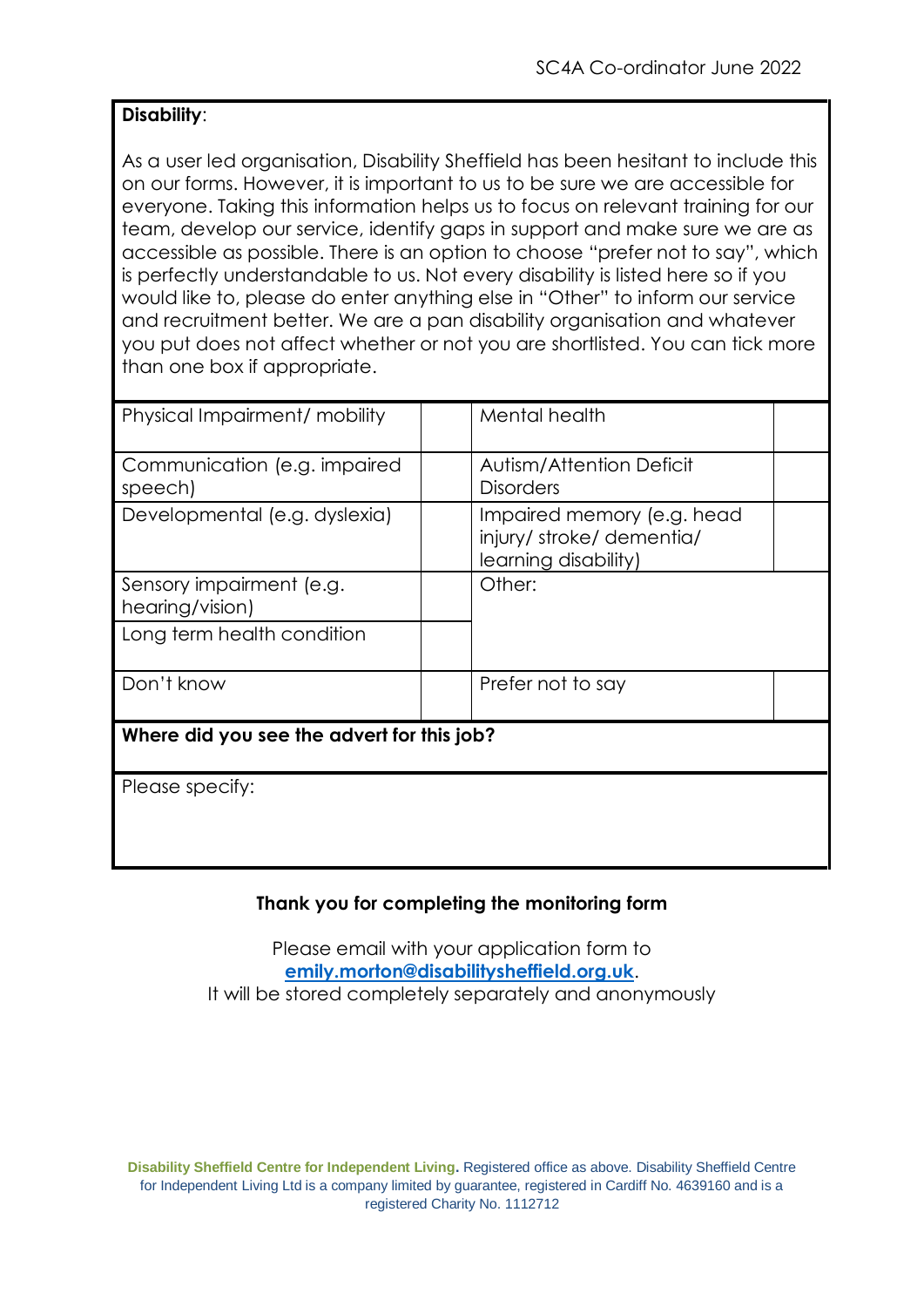**Disability**:

As a user led organisation, Disability Sheffield has been hesitant to include this on our forms. However, it is important to us to be sure we are accessible for everyone. Taking this information helps us to focus on relevant training for our team, develop our service, identify gaps in support and make sure we are as accessible as possible. There is an option to choose "prefer not to say", which is perfectly understandable to us. Not every disability is listed here so if you would like to, please do enter anything else in "Other" to inform our service and recruitment better. We are a pan disability organisation and whatever you put does not affect whether or not you are shortlisted. You can tick more than one box if appropriate.

| | | | |
|---|---|---|---|
| Physical Impairment/ mobility | | Mental health | |
| Communication (e.g. impaired speech) | | Autism/Attention Deficit Disorders | |
| Developmental (e.g. dyslexia) | | Impaired memory (e.g. head injury/ stroke/ dementia/ learning disability) | |
| Sensory impairment (e.g. hearing/vision) | | Other: | |
| Long term health condition | | | |
| Don't know | | Prefer not to say | |

**Where did you see the advert for this job?**

Please specify:

**Thank you for completing the monitoring form**

Please email with your application form to **emily.morton@disabilitysheffield.org.uk**.
It will be stored completely separately and anonymously

**Disability Sheffield Centre for Independent Living.** Registered office as above. Disability Sheffield Centre for Independent Living Ltd is a company limited by guarantee, registered in Cardiff No. 4639160 and is a registered Charity No. 1112712